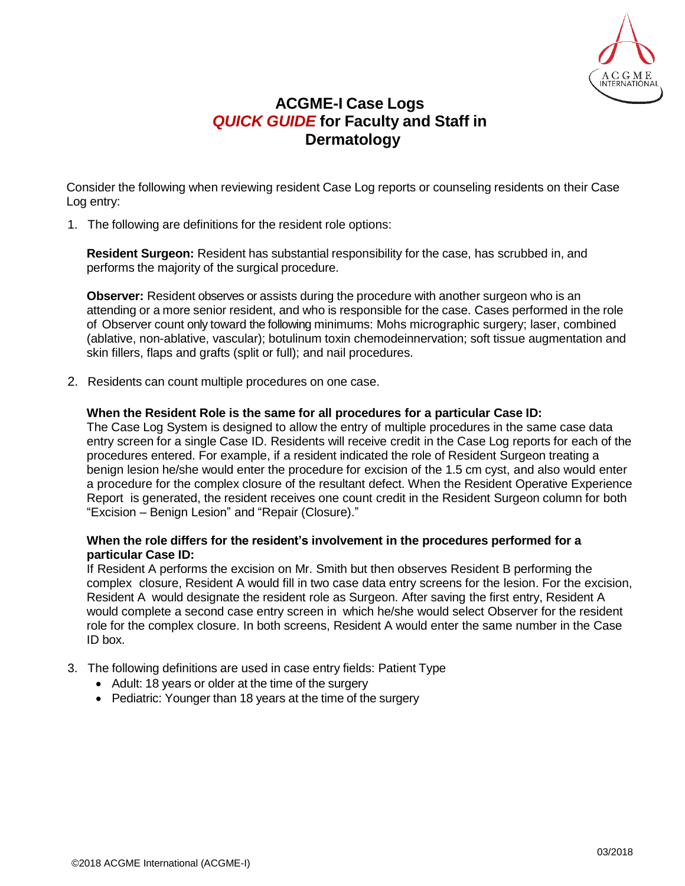# ACGME-I Case Logs
## *QUICK GUIDE* for Faculty and Staff in Dermatology

Consider the following when reviewing resident Case Log reports or counseling residents on their Case Log entry:

1. The following are definitions for the resident role options:

   **Resident Surgeon:** Resident has substantial responsibility for the case, has scrubbed in, and performs the majority of the surgical procedure.

   **Observer:** Resident observes or assists during the procedure with another surgeon who is an attending or a more senior resident, and who is responsible for the case. Cases performed in the role of Observer count only toward the following minimums: Mohs micrographic surgery; laser, combined (ablative, non-ablative, vascular); botulinum toxin chemodeinnervation; soft tissue augmentation and skin fillers, flaps and grafts (split or full); and nail procedures.

2. Residents can count multiple procedures on one case.

   **When the Resident Role is the same for all procedures for a particular Case ID:**
   The Case Log System is designed to allow the entry of multiple procedures in the same case data entry screen for a single Case ID. Residents will receive credit in the Case Log reports for each of the procedures entered. For example, if a resident indicated the role of Resident Surgeon treating a benign lesion he/she would enter the procedure for excision of the 1.5 cm cyst, and also would enter a procedure for the complex closure of the resultant defect. When the Resident Operative Experience Report is generated, the resident receives one count credit in the Resident Surgeon column for both "Excision – Benign Lesion" and "Repair (Closure)."

   **When the role differs for the resident's involvement in the procedures performed for a particular Case ID:**
   If Resident A performs the excision on Mr. Smith but then observes Resident B performing the complex closure, Resident A would fill in two case data entry screens for the lesion. For the excision, Resident A would designate the resident role as Surgeon. After saving the first entry, Resident A would complete a second case entry screen in which he/she would select Observer for the resident role for the complex closure. In both screens, Resident A would enter the same number in the Case ID box.

3. The following definitions are used in case entry fields: Patient Type
   - Adult: 18 years or older at the time of the surgery
   - Pediatric: Younger than 18 years at the time of the surgery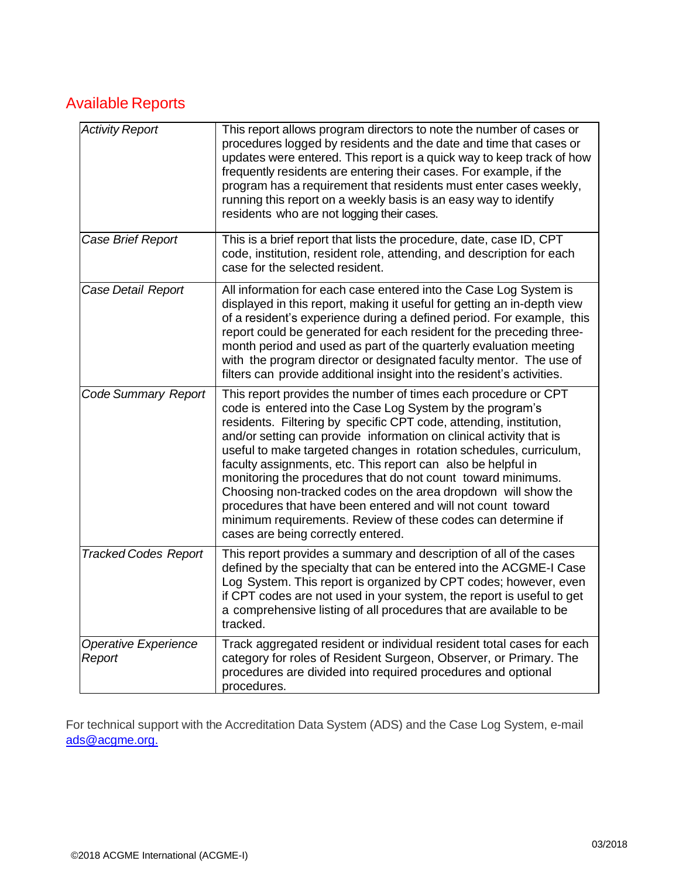## Available Reports

| | |
|---|---|
| *Activity Report* | This report allows program directors to note the number of cases or procedures logged by residents and the date and time that cases or updates were entered. This report is a quick way to keep track of how frequently residents are entering their cases. For example, if the program has a requirement that residents must enter cases weekly, running this report on a weekly basis is an easy way to identify residents who are not logging their cases. |
| *Case Brief Report* | This is a brief report that lists the procedure, date, case ID, CPT code, institution, resident role, attending, and description for each case for the selected resident. |
| *Case Detail Report* | All information for each case entered into the Case Log System is displayed in this report, making it useful for getting an in-depth view of a resident's experience during a defined period. For example, this report could be generated for each resident for the preceding three-month period and used as part of the quarterly evaluation meeting with the program director or designated faculty mentor. The use of filters can provide additional insight into the resident's activities. |
| *Code Summary Report* | This report provides the number of times each procedure or CPT code is entered into the Case Log System by the program's residents. Filtering by specific CPT code, attending, institution, and/or setting can provide information on clinical activity that is useful to make targeted changes in rotation schedules, curriculum, faculty assignments, etc. This report can also be helpful in monitoring the procedures that do not count toward minimums. Choosing non-tracked codes on the area dropdown will show the procedures that have been entered and will not count toward minimum requirements. Review of these codes can determine if cases are being correctly entered. |
| *Tracked Codes Report* | This report provides a summary and description of all of the cases defined by the specialty that can be entered into the ACGME-I Case Log System. This report is organized by CPT codes; however, even if CPT codes are not used in your system, the report is useful to get a comprehensive listing of all procedures that are available to be tracked. |
| *Operative Experience Report* | Track aggregated resident or individual resident total cases for each category for roles of Resident Surgeon, Observer, or Primary. The procedures are divided into required procedures and optional procedures. |

For technical support with the Accreditation Data System (ADS) and the Case Log System, e-mail ads@acgme.org.

©2018 ACGME International (ACGME-I)

03/2018